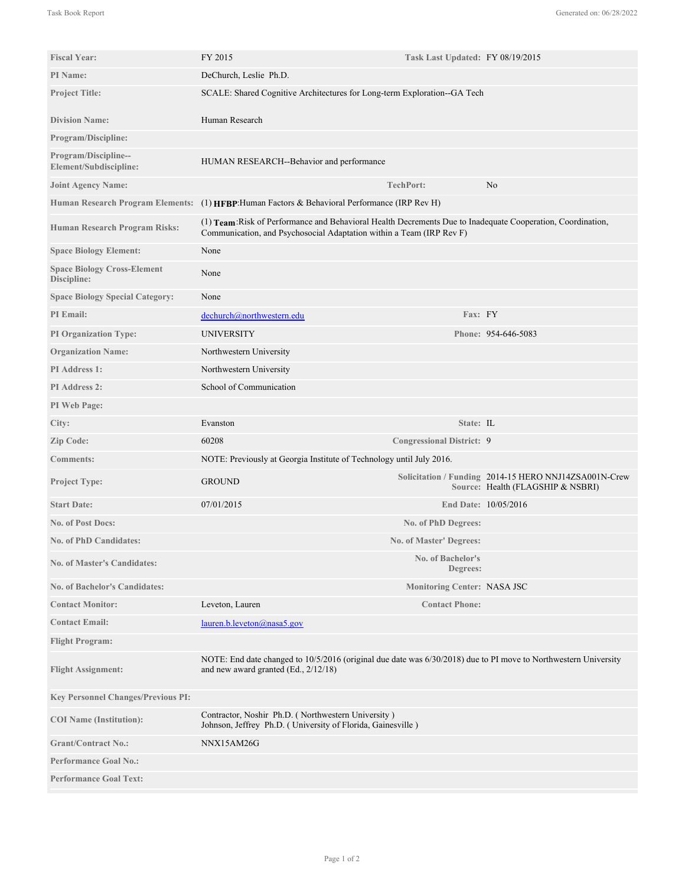| | | | |
|---|---|---|---|
| **Fiscal Year:** | FY 2015 | **Task Last Updated:** | FY 08/19/2015 |
| **PI Name:** | DeChurch, Leslie Ph.D. | | |
| **Project Title:** | SCALE: Shared Cognitive Architectures for Long-term Exploration--GA Tech | | |
| **Division Name:** | Human Research | | |
| **Program/Discipline:** | | | |
| **Program/Discipline--Element/Subdiscipline:** | HUMAN RESEARCH--Behavior and performance | | |
| **Joint Agency Name:** | | **TechPort:** | No |
| **Human Research Program Elements:** | (1) **HFBP**:Human Factors & Behavioral Performance (IRP Rev H) | | |
| **Human Research Program Risks:** | (1) **Team**:Risk of Performance and Behavioral Health Decrements Due to Inadequate Cooperation, Coordination, Communication, and Psychosocial Adaptation within a Team (IRP Rev F) | | |
| **Space Biology Element:** | None | | |
| **Space Biology Cross-Element Discipline:** | None | | |
| **Space Biology Special Category:** | None | | |
| **PI Email:** | dechurch@northwestern.edu | **Fax:** | FY |
| **PI Organization Type:** | UNIVERSITY | **Phone:** | 954-646-5083 |
| **Organization Name:** | Northwestern University | | |
| **PI Address 1:** | Northwestern University | | |
| **PI Address 2:** | School of Communication | | |
| **PI Web Page:** | | | |
| **City:** | Evanston | **State:** | IL |
| **Zip Code:** | 60208 | **Congressional District:** | 9 |
| **Comments:** | NOTE: Previously at Georgia Institute of Technology until July 2016. | | |
| **Project Type:** | GROUND | **Solicitation / Funding Source:** | 2014-15 HERO NNJ14ZSA001N-Crew Health (FLAGSHIP & NSBRI) |
| **Start Date:** | 07/01/2015 | **End Date:** | 10/05/2016 |
| **No. of Post Docs:** | | **No. of PhD Degrees:** | |
| **No. of PhD Candidates:** | | **No. of Master' Degrees:** | |
| **No. of Master's Candidates:** | | **No. of Bachelor's Degrees:** | |
| **No. of Bachelor's Candidates:** | | **Monitoring Center:** | NASA JSC |
| **Contact Monitor:** | Leveton, Lauren | **Contact Phone:** | |
| **Contact Email:** | lauren.b.leveton@nasa5.gov | | |
| **Flight Program:** | | | |
| **Flight Assignment:** | NOTE: End date changed to 10/5/2016 (original due date was 6/30/2018) due to PI move to Northwestern University and new award granted (Ed., 2/12/18) | | |
| **Key Personnel Changes/Previous PI:** | | | |
| **COI Name (Institution):** | Contractor, Noshir Ph.D. ( Northwestern University )<br>Johnson, Jeffrey Ph.D. ( University of Florida, Gainesville ) | | |
| **Grant/Contract No.:** | NNX15AM26G | | |
| **Performance Goal No.:** | | | |
| **Performance Goal Text:** | | | |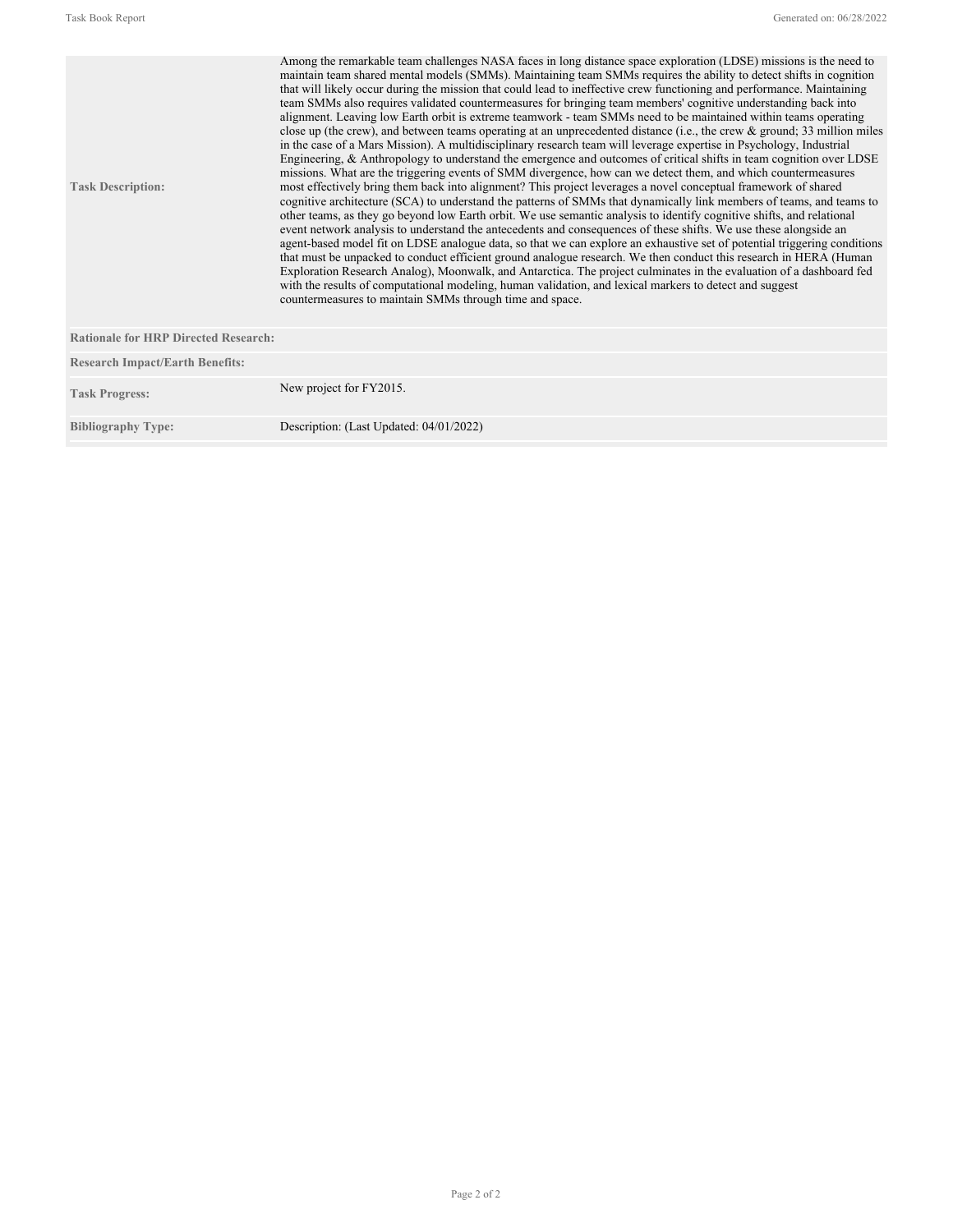| | |
|---|---|
| **Task Description:** | Among the remarkable team challenges NASA faces in long distance space exploration (LDSE) missions is the need to maintain team shared mental models (SMMs). Maintaining team SMMs requires the ability to detect shifts in cognition that will likely occur during the mission that could lead to ineffective crew functioning and performance. Maintaining team SMMs also requires validated countermeasures for bringing team members' cognitive understanding back into alignment. Leaving low Earth orbit is extreme teamwork - team SMMs need to be maintained within teams operating close up (the crew), and between teams operating at an unprecedented distance (i.e., the crew & ground; 33 million miles in the case of a Mars Mission). A multidisciplinary research team will leverage expertise in Psychology, Industrial Engineering, & Anthropology to understand the emergence and outcomes of critical shifts in team cognition over LDSE missions. What are the triggering events of SMM divergence, how can we detect them, and which countermeasures most effectively bring them back into alignment? This project leverages a novel conceptual framework of shared cognitive architecture (SCA) to understand the patterns of SMMs that dynamically link members of teams, and teams to other teams, as they go beyond low Earth orbit. We use semantic analysis to identify cognitive shifts, and relational event network analysis to understand the antecedents and consequences of these shifts. We use these alongside an agent-based model fit on LDSE analogue data, so that we can explore an exhaustive set of potential triggering conditions that must be unpacked to conduct efficient ground analogue research. We then conduct this research in HERA (Human Exploration Research Analog), Moonwalk, and Antarctica. The project culminates in the evaluation of a dashboard fed with the results of computational modeling, human validation, and lexical markers to detect and suggest countermeasures to maintain SMMs through time and space. |
| **Rationale for HRP Directed Research:** | |
| **Research Impact/Earth Benefits:** | |
| **Task Progress:** | New project for FY2015. |
| **Bibliography Type:** | Description: (Last Updated: 04/01/2022) |